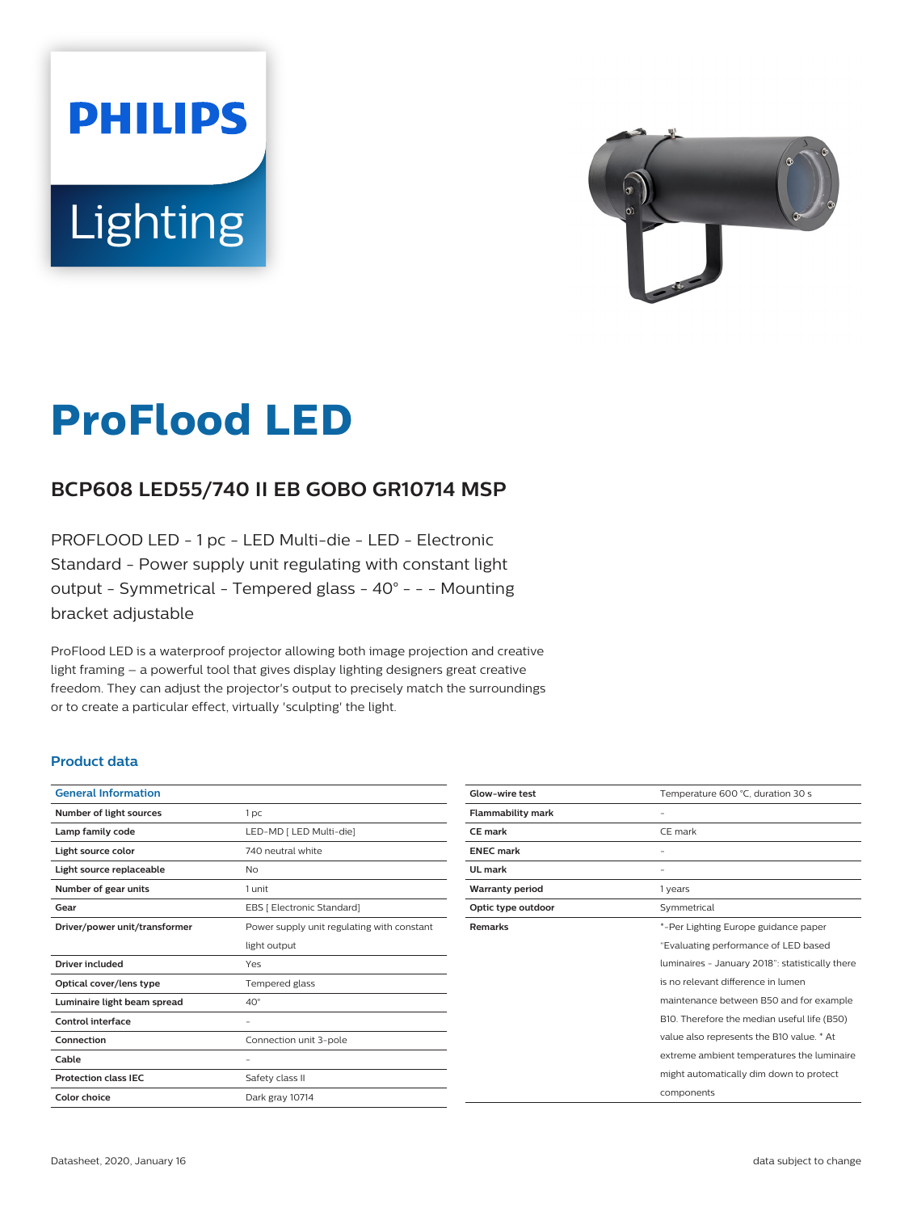# ProFlood LED

## BCP608 LED55/740 II EB GOBO GR10714 MSP

PROFLOOD LED - 1 pc - LED Multi-die - LED - Electronic Standard - Power supply unit regulating with constant light output - Symmetrical - Tempered glass - 40° - - - Mounting bracket adjustable

ProFlood LED is a waterproof projector allowing both image projection and creative light framing – a powerful tool that gives display lighting designers great creative freedom. They can adjust the projector's output to precisely match the surroundings or to create a particular effect, virtually 'sculpting' the light.

### Product data

| General Information | |
|---|---|
| **Number of light sources** | 1 pc |
| **Lamp family code** | LED-MD [ LED Multi-die] |
| **Light source color** | 740 neutral white |
| **Light source replaceable** | No |
| **Number of gear units** | 1 unit |
| **Gear** | EBS [ Electronic Standard] |
| **Driver/power unit/transformer** | Power supply unit regulating with constant light output |
| **Driver included** | Yes |
| **Optical cover/lens type** | Tempered glass |
| **Luminaire light beam spread** | 40° |
| **Control interface** | - |
| **Connection** | Connection unit 3-pole |
| **Cable** | - |
| **Protection class IEC** | Safety class II |
| **Color choice** | Dark gray 10714 |
| **Glow-wire test** | Temperature 600 °C, duration 30 s |
| **Flammability mark** | - |
| **CE mark** | CE mark |
| **ENEC mark** | - |
| **UL mark** | - |
| **Warranty period** | 1 years |
| **Optic type outdoor** | Symmetrical |
| **Remarks** | *-Per Lighting Europe guidance paper "Evaluating performance of LED based luminaires - January 2018": statistically there is no relevant difference in lumen maintenance between B50 and for example B10. Therefore the median useful life (B50) value also represents the B10 value. * At extreme ambient temperatures the luminaire might automatically dim down to protect components |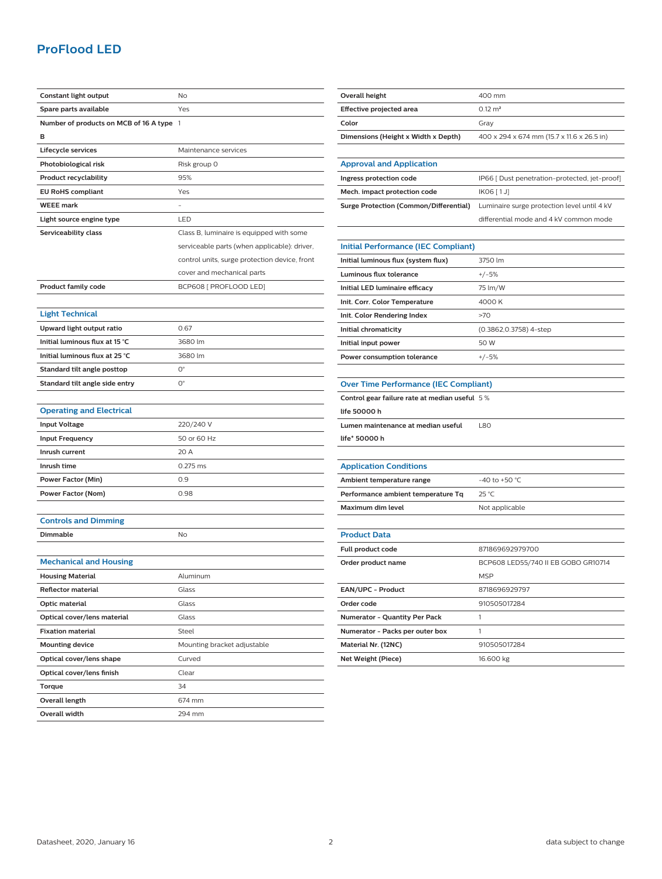## ProFlood LED

| | |
|---|---|
| Constant light output | No |
| Spare parts available | Yes |
| Number of products on MCB of 16 A type B | 1 |
| Lifecycle services | Maintenance services |
| Photobiological risk | Risk group 0 |
| Product recyclability | 95% |
| EU RoHS compliant | Yes |
| WEEE mark | - |
| Light source engine type | LED |
| Serviceability class | Class B, luminaire is equipped with some serviceable parts (when applicable): driver, control units, surge protection device, front cover and mechanical parts |
| Product family code | BCP608 [ PROFLOOD LED] |

### Light Technical

| | |
|---|---|
| Upward light output ratio | 0.67 |
| Initial luminous flux at 15 °C | 3680 lm |
| Initial luminous flux at 25 °C | 3680 lm |
| Standard tilt angle posttop | 0° |
| Standard tilt angle side entry | 0° |

### Operating and Electrical

| | |
|---|---|
| Input Voltage | 220/240 V |
| Input Frequency | 50 or 60 Hz |
| Inrush current | 20 A |
| Inrush time | 0.275 ms |
| Power Factor (Min) | 0.9 |
| Power Factor (Nom) | 0.98 |

### Controls and Dimming

| | |
|---|---|
| Dimmable | No |

### Mechanical and Housing

| | |
|---|---|
| Housing Material | Aluminum |
| Reflector material | Glass |
| Optic material | Glass |
| Optical cover/lens material | Glass |
| Fixation material | Steel |
| Mounting device | Mounting bracket adjustable |
| Optical cover/lens shape | Curved |
| Optical cover/lens finish | Clear |
| Torque | 34 |
| Overall length | 674 mm |
| Overall width | 294 mm |
| Overall height | 400 mm |
| Effective projected area | 0.12 m² |
| Color | Gray |
| Dimensions (Height x Width x Depth) | 400 x 294 x 674 mm (15.7 x 11.6 x 26.5 in) |

### Approval and Application

| | |
|---|---|
| Ingress protection code | IP66 [ Dust penetration-protected, jet-proof] |
| Mech. impact protection code | IK06 [ 1 J] |
| Surge Protection (Common/Differential) | Luminaire surge protection level until 4 kV differential mode and 4 kV common mode |

### Initial Performance (IEC Compliant)

| | |
|---|---|
| Initial luminous flux (system flux) | 3750 lm |
| Luminous flux tolerance | +/-5% |
| Initial LED luminaire efficacy | 75 lm/W |
| Init. Corr. Color Temperature | 4000 K |
| Init. Color Rendering Index | >70 |
| Initial chromaticity | (0.3862,0.3758) 4-step |
| Initial input power | 50 W |
| Power consumption tolerance | +/-5% |

### Over Time Performance (IEC Compliant)

| | |
|---|---|
| Control gear failure rate at median useful life 50000 h | 5 % |
| Lumen maintenance at median useful life* 50000 h | L80 |

### Application Conditions

| | |
|---|---|
| Ambient temperature range | -40 to +50 °C |
| Performance ambient temperature Tq | 25 °C |
| Maximum dim level | Not applicable |

### Product Data

| | |
|---|---|
| Full product code | 871869692979700 |
| Order product name | BCP608 LED55/740 II EB GOBO GR10714 MSP |
| EAN/UPC - Product | 8718696929797 |
| Order code | 910505017284 |
| Numerator - Quantity Per Pack | 1 |
| Numerator - Packs per outer box | 1 |
| Material Nr. (12NC) | 910505017284 |
| Net Weight (Piece) | 16.600 kg |

Datasheet, 2020, January 16 — data subject to change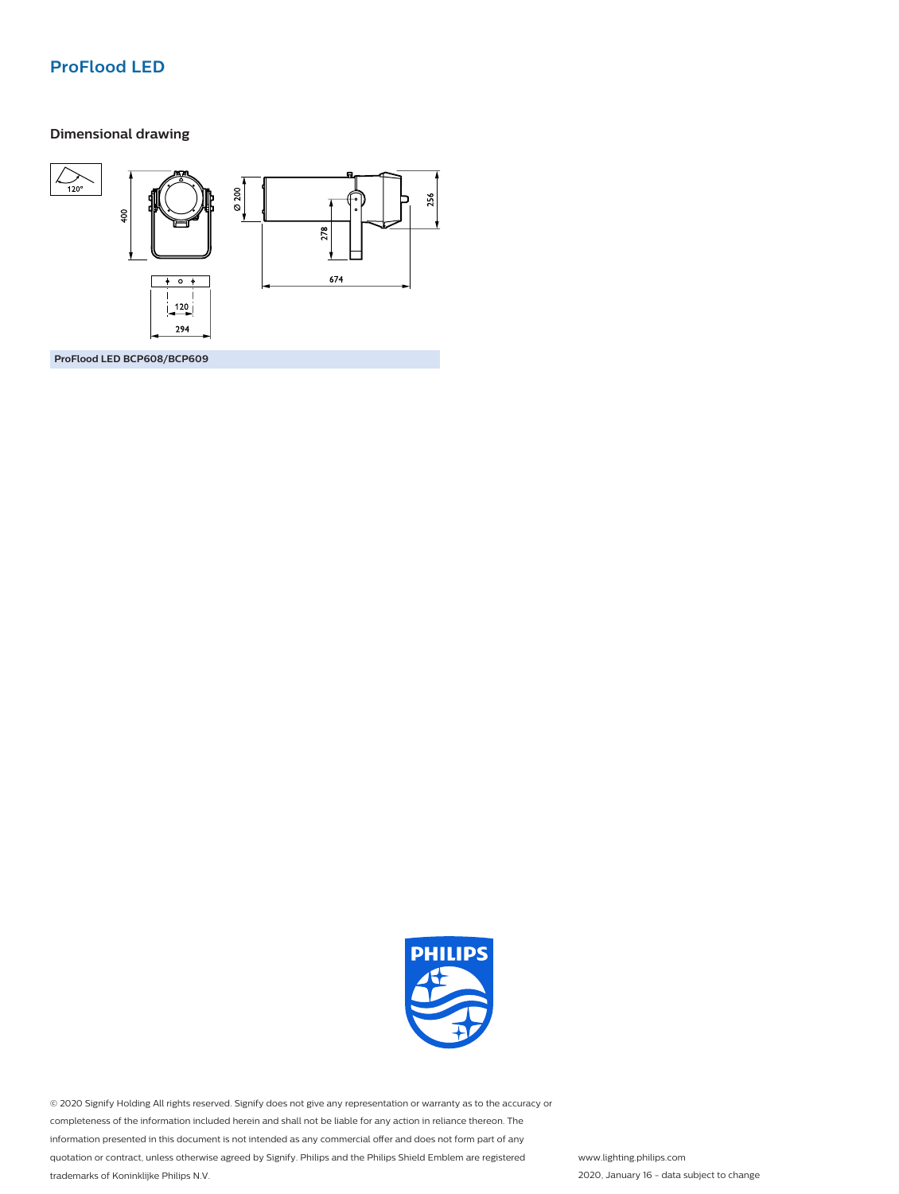## ProFlood LED

### Dimensional drawing

120°

400

Ø 200

278

256

674

120

294

ProFlood LED BCP608/BCP609

© 2020 Signify Holding All rights reserved. Signify does not give any representation or warranty as to the accuracy or completeness of the information included herein and shall not be liable for any action in reliance thereon. The information presented in this document is not intended as any commercial offer and does not form part of any quotation or contract, unless otherwise agreed by Signify. Philips and the Philips Shield Emblem are registered trademarks of Koninklijke Philips N.V.

www.lighting.philips.com

2020, January 16 - data subject to change